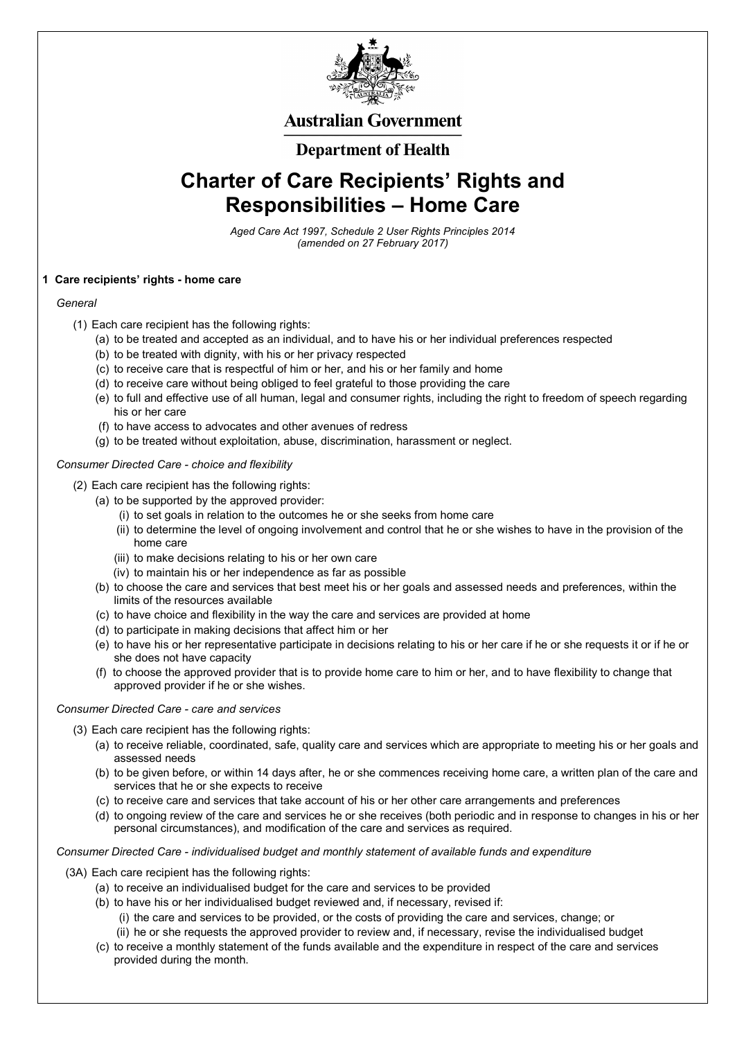**Australian Government**

**Department of Health**

# Charter of Care Recipients' Rights and Responsibilities – Home Care

*Aged Care Act 1997, Schedule 2 User Rights Principles 2014*
*(amended on 27 February 2017)*

### 1 Care recipients' rights - home care

*General*

(1) Each care recipient has the following rights:

- (a) to be treated and accepted as an individual, and to have his or her individual preferences respected
- (b) to be treated with dignity, with his or her privacy respected
- (c) to receive care that is respectful of him or her, and his or her family and home
- (d) to receive care without being obliged to feel grateful to those providing the care
- (e) to full and effective use of all human, legal and consumer rights, including the right to freedom of speech regarding his or her care
- (f) to have access to advocates and other avenues of redress
- (g) to be treated without exploitation, abuse, discrimination, harassment or neglect.

*Consumer Directed Care - choice and flexibility*

(2) Each care recipient has the following rights:

- (a) to be supported by the approved provider:
  - (i) to set goals in relation to the outcomes he or she seeks from home care
  - (ii) to determine the level of ongoing involvement and control that he or she wishes to have in the provision of the home care
  - (iii) to make decisions relating to his or her own care
  - (iv) to maintain his or her independence as far as possible
- (b) to choose the care and services that best meet his or her goals and assessed needs and preferences, within the limits of the resources available
- (c) to have choice and flexibility in the way the care and services are provided at home
- (d) to participate in making decisions that affect him or her
- (e) to have his or her representative participate in decisions relating to his or her care if he or she requests it or if he or she does not have capacity
- (f) to choose the approved provider that is to provide home care to him or her, and to have flexibility to change that approved provider if he or she wishes.

*Consumer Directed Care - care and services*

(3) Each care recipient has the following rights:

- (a) to receive reliable, coordinated, safe, quality care and services which are appropriate to meeting his or her goals and assessed needs
- (b) to be given before, or within 14 days after, he or she commences receiving home care, a written plan of the care and services that he or she expects to receive
- (c) to receive care and services that take account of his or her other care arrangements and preferences
- (d) to ongoing review of the care and services he or she receives (both periodic and in response to changes in his or her personal circumstances), and modification of the care and services as required.

*Consumer Directed Care - individualised budget and monthly statement of available funds and expenditure*

(3A) Each care recipient has the following rights:

- (a) to receive an individualised budget for the care and services to be provided
- (b) to have his or her individualised budget reviewed and, if necessary, revised if:
  - (i) the care and services to be provided, or the costs of providing the care and services, change; or
  - (ii) he or she requests the approved provider to review and, if necessary, revise the individualised budget
- (c) to receive a monthly statement of the funds available and the expenditure in respect of the care and services provided during the month.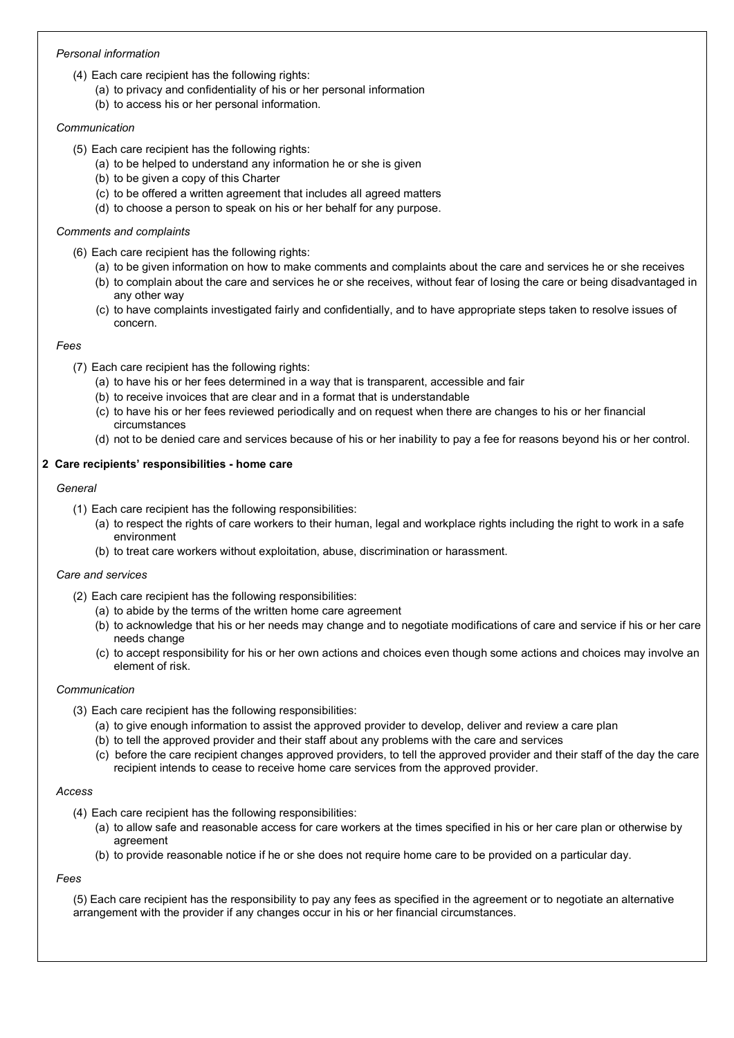*Personal information*

(4) Each care recipient has the following rights:

(a) to privacy and confidentiality of his or her personal information

(b) to access his or her personal information.

*Communication*

(5) Each care recipient has the following rights:

(a) to be helped to understand any information he or she is given

(b) to be given a copy of this Charter

(c) to be offered a written agreement that includes all agreed matters

(d) to choose a person to speak on his or her behalf for any purpose.

*Comments and complaints*

(6) Each care recipient has the following rights:

(a) to be given information on how to make comments and complaints about the care and services he or she receives

(b) to complain about the care and services he or she receives, without fear of losing the care or being disadvantaged in any other way

(c) to have complaints investigated fairly and confidentially, and to have appropriate steps taken to resolve issues of concern.

*Fees*

(7) Each care recipient has the following rights:

(a) to have his or her fees determined in a way that is transparent, accessible and fair

(b) to receive invoices that are clear and in a format that is understandable

(c) to have his or her fees reviewed periodically and on request when there are changes to his or her financial circumstances

(d) not to be denied care and services because of his or her inability to pay a fee for reasons beyond his or her control.

**2 Care recipients' responsibilities - home care**

*General*

(1) Each care recipient has the following responsibilities:

(a) to respect the rights of care workers to their human, legal and workplace rights including the right to work in a safe environment

(b) to treat care workers without exploitation, abuse, discrimination or harassment.

*Care and services*

(2) Each care recipient has the following responsibilities:

(a) to abide by the terms of the written home care agreement

(b) to acknowledge that his or her needs may change and to negotiate modifications of care and service if his or her care needs change

(c) to accept responsibility for his or her own actions and choices even though some actions and choices may involve an element of risk.

*Communication*

(3) Each care recipient has the following responsibilities:

(a) to give enough information to assist the approved provider to develop, deliver and review a care plan

(b) to tell the approved provider and their staff about any problems with the care and services

(c) before the care recipient changes approved providers, to tell the approved provider and their staff of the day the care recipient intends to cease to receive home care services from the approved provider.

*Access*

(4) Each care recipient has the following responsibilities:

(a) to allow safe and reasonable access for care workers at the times specified in his or her care plan or otherwise by agreement

(b) to provide reasonable notice if he or she does not require home care to be provided on a particular day.

*Fees*

(5) Each care recipient has the responsibility to pay any fees as specified in the agreement or to negotiate an alternative arrangement with the provider if any changes occur in his or her financial circumstances.